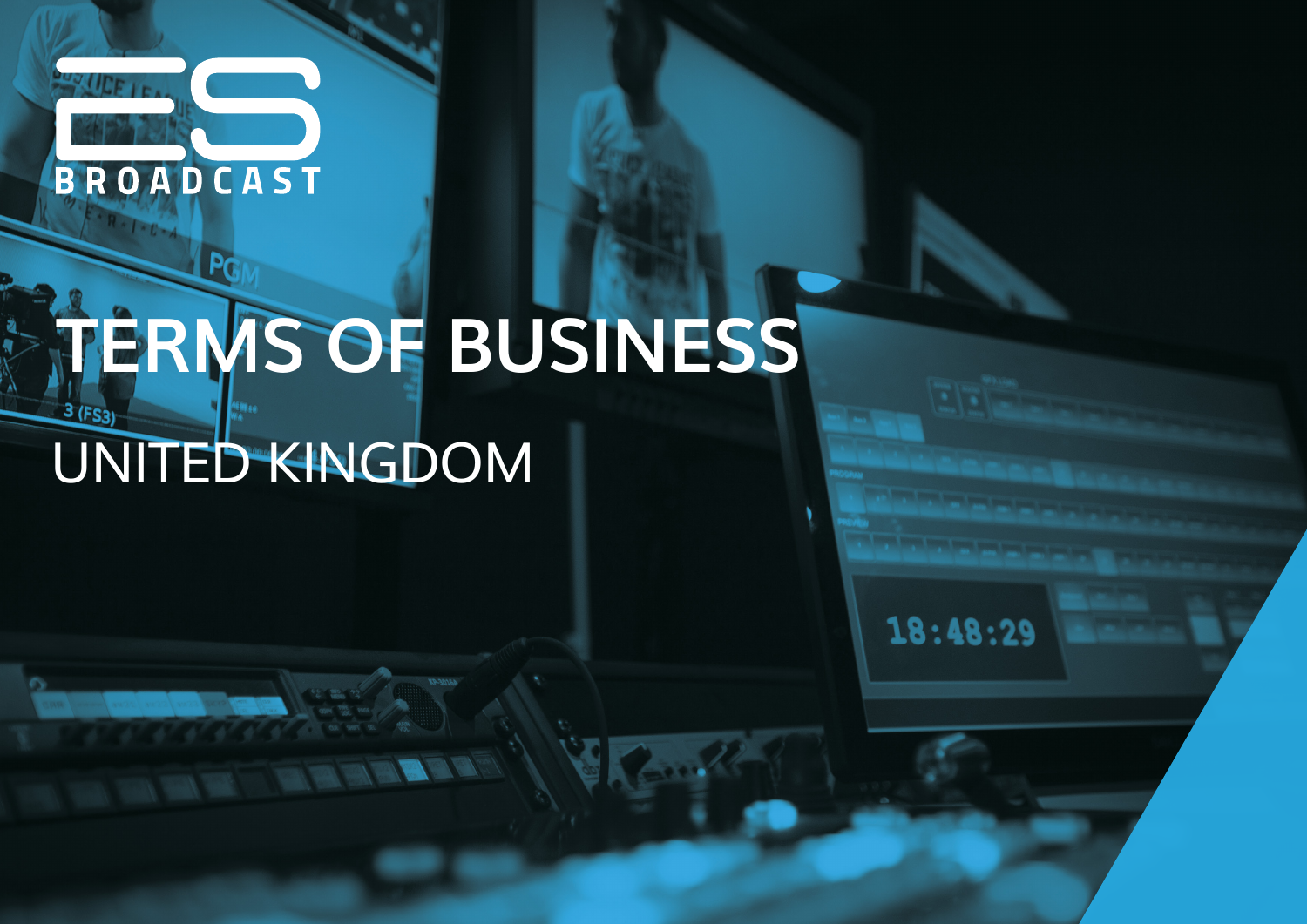ES BROADCAST

# TERMS OF BUSINESS

## UNITED KINGDOM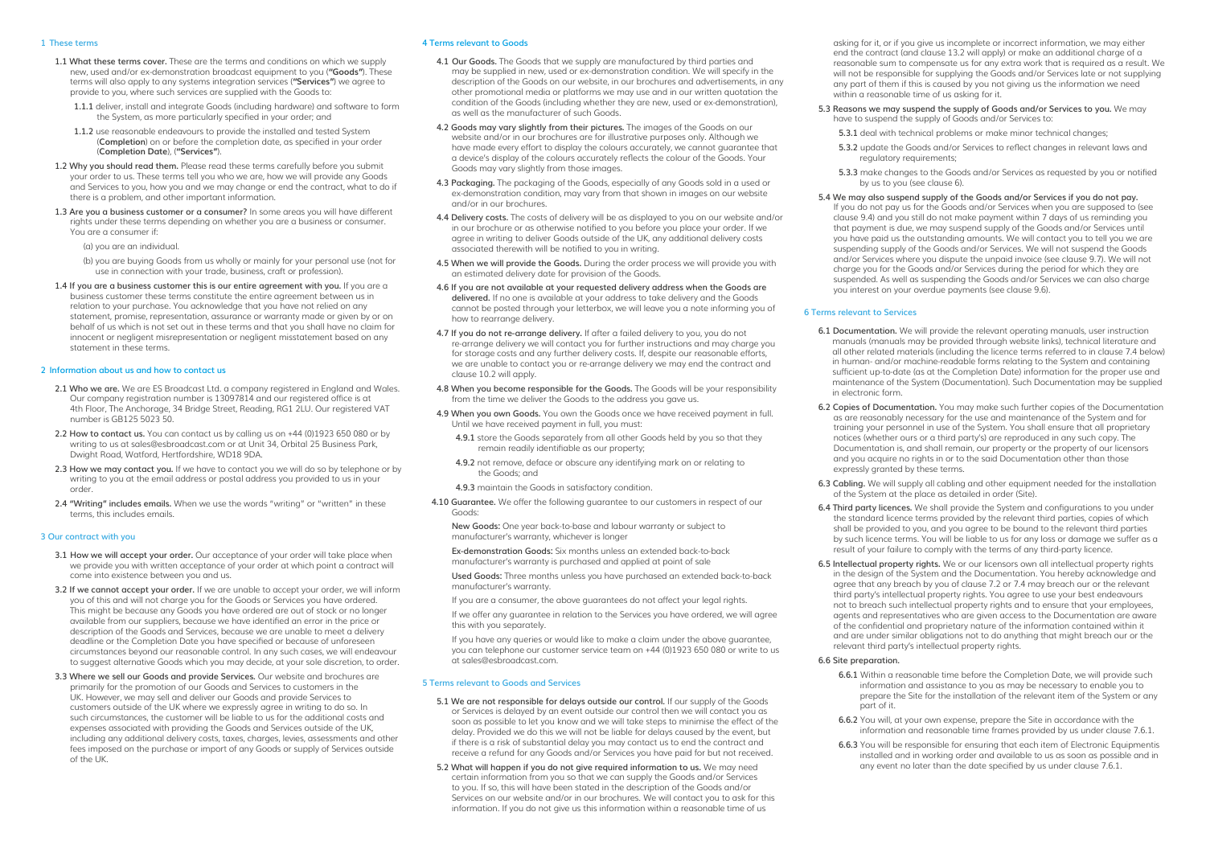## 1 These terms

**1.1 What these terms cover.** These are the terms and conditions on which we supply new, used and/or ex-demonstration broadcast equipment to you (**"Goods"**). These terms will also apply to any systems integration services (**"Services"**) we agree to provide to you, where such services are supplied with the Goods to:

**1.1.1** deliver, install and integrate Goods (including hardware) and software to form the System, as more particularly specified in your order; and

**1.1.2** use reasonable endeavours to provide the installed and tested System (**Completion**) on or before the completion date, as specified in your order (**Completion Date**), (**"Services"**).

**1.2 Why you should read them.** Please read these terms carefully before you submit your order to us. These terms tell you who we are, how we will provide any Goods and Services to you, how you and we may change or end the contract, what to do if there is a problem, and other important information.

**1.3 Are you a business customer or a consumer?** In some areas you will have different rights under these terms depending on whether you are a business or consumer. You are a consumer if:

(a) you are an individual.

(b) you are buying Goods from us wholly or mainly for your personal use (not for use in connection with your trade, business, craft or profession).

**1.4 If you are a business customer this is our entire agreement with you.** If you are a business customer these terms constitute the entire agreement between us in relation to your purchase. You acknowledge that you have not relied on any statement, promise, representation, assurance or warranty made or given by or on behalf of us which is not set out in these terms and that you shall have no claim for innocent or negligent misrepresentation or negligent misstatement based on any statement in these terms.

## 2 Information about us and how to contact us

**2.1 Who we are.** We are ES Broadcast Ltd. a company registered in England and Wales. Our company registration number is 13097814 and our registered office is at 4th Floor, The Anchorage, 34 Bridge Street, Reading, RG1 2LU. Our registered VAT number is GB125 5023 50.

**2.2 How to contact us.** You can contact us by calling us on +44 (0)1923 650 080 or by writing to us at sales@esbroadcast.com or at Unit 34, Orbital 25 Business Park, Dwight Road, Watford, Hertfordshire, WD18 9DA.

**2.3 How we may contact you.** If we have to contact you we will do so by telephone or by writing to you at the email address or postal address you provided to us in your order.

**2.4 "Writing" includes emails.** When we use the words "writing" or "written" in these terms, this includes emails.

## 3 Our contract with you

**3.1 How we will accept your order.** Our acceptance of your order will take place when we provide you with written acceptance of your order at which point a contract will come into existence between you and us.

**3.2 If we cannot accept your order.** If we are unable to accept your order, we will inform you of this and will not charge you for the Goods or Services you have ordered. This might be because any Goods you have ordered are out of stock or no longer available from our suppliers, because we have identified an error in the price or description of the Goods and Services, because we are unable to meet a delivery deadline or the Completion Date you have specified or because of unforeseen circumstances beyond our reasonable control. In any such cases, we will endeavour to suggest alternative Goods which you may decide, at your sole discretion, to order.

**3.3 Where we sell our Goods and provide Services.** Our website and brochures are primarily for the promotion of our Goods and Services to customers in the UK. However, we may sell and deliver our Goods and provide Services to customers outside of the UK where we expressly agree in writing to do so. In such circumstances, the customer will be liable to us for the additional costs and expenses associated with providing the Goods and Services outside of the UK, including any additional delivery costs, taxes, charges, levies, assessments and other fees imposed on the purchase or import of any Goods or supply of Services outside of the UK.

## 4 Terms relevant to Goods

**4.1 Our Goods.** The Goods that we supply are manufactured by third parties and may be supplied in new, used or ex-demonstration condition. We will specify in the description of the Goods on our website, in our brochures and advertisements, in any other promotional media or platforms we may use and in our written quotation the condition of the Goods (including whether they are new, used or ex-demonstration), as well as the manufacturer of such Goods.

**4.2 Goods may vary slightly from their pictures.** The images of the Goods on our website and/or in our brochures are for illustrative purposes only. Although we have made every effort to display the colours accurately, we cannot guarantee that a device's display of the colours accurately reflects the colour of the Goods. Your Goods may vary slightly from those images.

**4.3 Packaging.** The packaging of the Goods, especially of any Goods sold in a used or ex-demonstration condition, may vary from that shown in images on our website and/or in our brochures.

**4.4 Delivery costs.** The costs of delivery will be as displayed to you on our website and/or in our brochure or as otherwise notified to you before you place your order. If we agree in writing to deliver Goods outside of the UK, any additional delivery costs associated therewith will be notified to you in writing.

**4.5 When we will provide the Goods.** During the order process we will provide you with an estimated delivery date for provision of the Goods.

**4.6 If you are not available at your requested delivery address when the Goods are delivered.** If no one is available at your address to take delivery and the Goods cannot be posted through your letterbox, we will leave you a note informing you of how to rearrange delivery.

**4.7 If you do not re-arrange delivery.** If after a failed delivery to you, you do not re-arrange delivery we will contact you for further instructions and may charge you for storage costs and any further delivery costs. If, despite our reasonable efforts, we are unable to contact you or re-arrange delivery we may end the contract and clause 10.2 will apply.

**4.8 When you become responsible for the Goods.** The Goods will be your responsibility from the time we deliver the Goods to the address you gave us.

**4.9 When you own Goods.** You own the Goods once we have received payment in full. Until we have received payment in full, you must:

**4.9.1** store the Goods separately from all other Goods held by you so that they remain readily identifiable as our property;

**4.9.2** not remove, deface or obscure any identifying mark on or relating to the Goods; and

**4.9.3** maintain the Goods in satisfactory condition.

**4.10 Guarantee.** We offer the following guarantee to our customers in respect of our Goods:

**New Goods:** One year back-to-base and labour warranty or subject to manufacturer's warranty, whichever is longer

**Ex-demonstration Goods:** Six months unless an extended back-to-back manufacturer's warranty is purchased and applied at point of sale

**Used Goods:** Three months unless you have purchased an extended back-to-back manufacturer's warranty.

If you are a consumer, the above guarantees do not affect your legal rights.

If we offer any guarantee in relation to the Services you have ordered, we will agree this with you separately.

If you have any queries or would like to make a claim under the above guarantee, you can telephone our customer service team on +44 (0)1923 650 080 or write to us at sales@esbroadcast.com.

## 5 Terms relevant to Goods and Services

**5.1 We are not responsible for delays outside our control.** If our supply of the Goods or Services is delayed by an event outside our control then we will contact you as soon as possible to let you know and we will take steps to minimise the effect of the delay. Provided we do this we will not be liable for delays caused by the event, but if there is a risk of substantial delay you may contact us to end the contract and receive a refund for any Goods and/or Services you have paid for but not received.

**5.2 What will happen if you do not give required information to us.** We may need certain information from you so that we can supply the Goods and/or Services to you. If so, this will have been stated in the description of the Goods and/or Services on our website and/or in our brochures. We will contact you to ask for this information. If you do not give us this information within a reasonable time of us asking for it, or if you give us incomplete or incorrect information, we may either end the contract (and clause 13.2 will apply) or make an additional charge of a reasonable sum to compensate us for any extra work that is required as a result. We will not be responsible for supplying the Goods and/or Services late or not supplying any part of them if this is caused by you not giving us the information we need within a reasonable time of us asking for it.

**5.3 Reasons we may suspend the supply of Goods and/or Services to you.** We may have to suspend the supply of Goods and/or Services to:

**5.3.1** deal with technical problems or make minor technical changes;

**5.3.2** update the Goods and/or Services to reflect changes in relevant laws and regulatory requirements;

**5.3.3** make changes to the Goods and/or Services as requested by you or notified by us to you (see clause 6).

**5.4 We may also suspend supply of the Goods and/or Services if you do not pay.** If you do not pay us for the Goods and/or Services when you are supposed to (see clause 9.4) and you still do not make payment within 7 days of us reminding you that payment is due, we may suspend supply of the Goods and/or Services until you have paid us the outstanding amounts. We will contact you to tell you we are suspending supply of the Goods and/or Services. We will not suspend the Goods and/or Services where you dispute the unpaid invoice (see clause 9.7). We will not charge you for the Goods and/or Services during the period for which they are suspended. As well as suspending the Goods and/or Services we can also charge you interest on your overdue payments (see clause 9.6).

## 6 Terms relevant to Services

**6.1 Documentation.** We will provide the relevant operating manuals, user instruction manuals (manuals may be provided through website links), technical literature and all other related materials (including the licence terms referred to in clause 7.4 below) in human- and/or machine-readable forms relating to the System and containing sufficient up-to-date (as at the Completion Date) information for the proper use and maintenance of the System (Documentation). Such Documentation may be supplied in electronic form.

**6.2 Copies of Documentation.** You may make such further copies of the Documentation as are reasonably necessary for the use and maintenance of the System and for training your personnel in use of the System. You shall ensure that all proprietary notices (whether ours or a third party's) are reproduced in any such copy. The Documentation is, and shall remain, our property or the property of our licensors and you acquire no rights in or to the said Documentation other than those expressly granted by these terms.

**6.3 Cabling.** We will supply all cabling and other equipment needed for the installation of the System at the place as detailed in order (Site).

**6.4 Third party licences.** We shall provide the System and configurations to you under the standard licence terms provided by the relevant third parties, copies of which shall be provided to you, and you agree to be bound to the relevant third parties by such licence terms. You will be liable to us for any loss or damage we suffer as a result of your failure to comply with the terms of any third-party licence.

**6.5 Intellectual property rights.** We or our licensors own all intellectual property rights in the design of the System and the Documentation. You hereby acknowledge and agree that any breach by you of clause 7.2 or 7.4 may breach our or the relevant third party's intellectual property rights. You agree to use your best endeavours not to breach such intellectual property rights and to ensure that your employees, agents and representatives who are given access to the Documentation are aware of the confidential and proprietary nature of the information contained within it and are under similar obligations not to do anything that might breach our or the relevant third party's intellectual property rights.

**6.6 Site preparation.**

**6.6.1** Within a reasonable time before the Completion Date, we will provide such information and assistance to you as may be necessary to enable you to prepare the Site for the installation of the relevant item of the System or any part of it.

**6.6.2** You will, at your own expense, prepare the Site in accordance with the information and reasonable time frames provided by us under clause 7.6.1.

**6.6.3** You will be responsible for ensuring that each item of Electronic Equipmentis installed and in working order and available to us as soon as possible and in any event no later than the date specified by us under clause 7.6.1.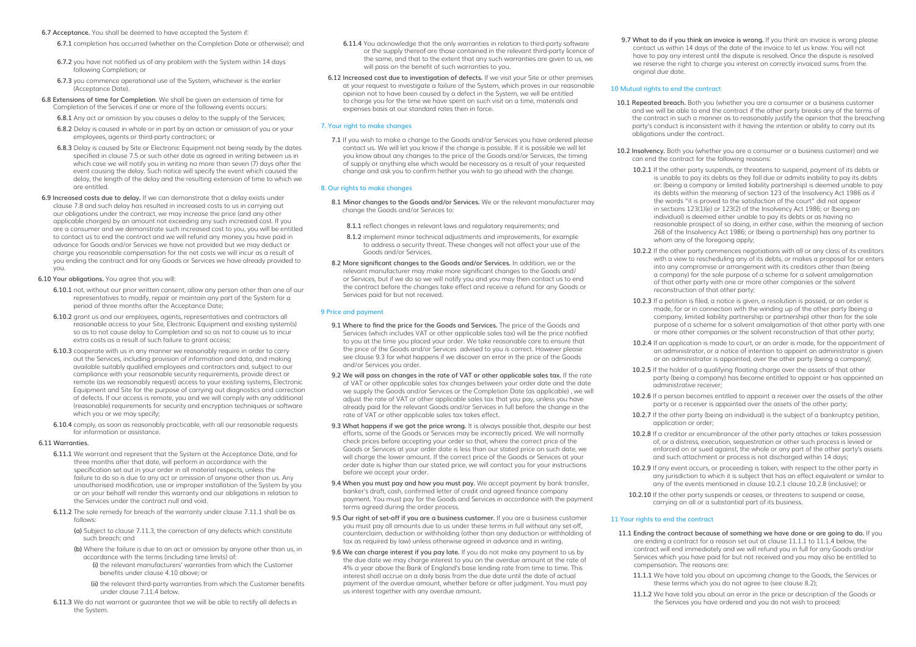**6.7 Acceptance.** You shall be deemed to have accepted the System if:

**6.7.1** completion has occurred (whether on the Completion Date or otherwise); and

**6.7.2** you have not notified us of any problem with the System within 14 days following Completion; or

**6.7.3** you commence operational use of the System, whichever is the earlier (Acceptance Date).

**6.8 Extensions of time for Completion**. We shall be given an extension of time for Completion of the Services if one or more of the following events occurs:

**6.8.1** Any act or omission by you causes a delay to the supply of the Services;

**6.8.2** Delay is caused in whole or in part by an action or omission of you or your employees, agents or third-party contractors; or

**6.8.3** Delay is caused by Site or Electronic Equipment not being ready by the dates specified in clause 7.5 or such other date as agreed in writing between us in which case we will notify you in writing no more than seven (7) days after the event causing the delay. Such notice will specify the event which caused the delay, the length of the delay and the resulting extension of time to which we are entitled.

**6.9 Increased costs due to delay.** If we can demonstrate that a delay exists under clause 7.8 and such delay has resulted in increased costs to us in carrying out our obligations under the contract, we may increase the price (and any other applicable charges) by an amount not exceeding any such increased cost. If you are a consumer and we demonstrate such increased cost to you, you will be entitled to contact us to end the contract and we will refund any money you have paid in advance for Goods and/or Services we have not provided but we may deduct or charge you reasonable compensation for the net costs we will incur as a result of you ending the contract and for any Goods or Services we have already provided to you.

**6.10 Your obligations.** You agree that you will:

**6.10.1** not, without our prior written consent, allow any person other than one of our representatives to modify, repair or maintain any part of the System for a period of three months after the Acceptance Date;

**6.10.2** grant us and our employees, agents, representatives and contractors all reasonable access to your Site, Electronic Equipment and existing system(s) so as to not cause delay to Completion and so as not to cause us to incur extra costs as a result of such failure to grant access;

**6.10.3** cooperate with us in any manner we reasonably require in order to carry out the Services, including provision of information and data, and making available suitably qualified employees and contractors and, subject to our compliance with your reasonable security requirements, provide direct or remote (as we reasonably request) access to your existing systems, Electronic Equipment and Site for the purpose of carrying out diagnostics and correction of defects. If our access is remote, you and we will comply with any additional (reasonable) requirements for security and encryption techniques or software which you or we may specify;

**6.10.4** comply, as soon as reasonably practicable, with all our reasonable requests for information or assistance.

**6.11 Warranties.**

**6.11.1** We warrant and represent that the System at the Acceptance Date, and for three months after that date, will perform in accordance with the specification set out in your order in all material respects, unless the failure to do so is due to any act or omission of anyone other than us. Any unauthorised modification, use or improper installation of the System by you or on your behalf will render this warranty and our obligations in relation to the Services under the contract null and void.

**6.11.2** The sole remedy for breach of the warranty under clause 7.11.1 shall be as follows:

**(a)** Subject to clause 7.11.3, the correction of any defects which constitute such breach; and

**(b)** Where the failure is due to an act or omission by anyone other than us, in accordance with the terms (including time limits) of:

**(i)** the relevant manufacturers' warranties from which the Customer benefits under clause 4.10 above; or

**(ii)** the relevant third-party warranties from which the Customer benefits under clause 7.11.4 below.

**6.11.3** We do not warrant or guarantee that we will be able to rectify all defects in the System.

**6.11.4** You acknowledge that the only warranties in relation to third-party software or the supply thereof are those contained in the relevant third-party licence of the same, and that to the extent that any such warranties are given to us, we will pass on the benefit of such warranties to you.

**6.12 Increased cost due to investigation of defects.** If we visit your Site or other premises at your request to investigate a failure of the System, which proves in our reasonable opinion not to have been caused by a defect in the System, we will be entitled to charge you for the time we have spent on such visit on a time, materials and expenses basis at our standard rates then in force.

## 7. Your right to make changes

**7.1** If you wish to make a change to the Goods and/or Services you have ordered please contact us. We will let you know if the change is possible. If it is possible we will let you know about any changes to the price of the Goods and/or Services, the timing of supply or anything else which would be necessary as a result of your requested change and ask you to confirm hether you wish to go ahead with the change.

## 8. Our rights to make changes

**8.1 Minor changes to the Goods and/or Services.** We or the relevant manufacturer may change the Goods and/or Services to:

**8.1.1** reflect changes in relevant laws and regulatory requirements; and

**8.1.2** implement minor technical adjustments and improvements, for example to address a security threat. These changes will not affect your use of the Goods and/or Services.

**8.2 More significant changes to the Goods and/or Services.** In addition, we or the relevant manufacturer may make more significant changes to the Goods and/ or Services, but if we do so we will notify you and you may then contact us to end the contract before the changes take effect and receive a refund for any Goods or Services paid for but not received.

## 9 Price and payment

**9.1 Where to find the price for the Goods and Services.** The price of the Goods and Services (which includes VAT or other applicable sales tax) will be the price notified to you at the time you placed your order. We take reasonable care to ensure that the price of the Goods and/or Services advised to you is correct. However please see clause 9.3 for what happens if we discover an error in the price of the Goods and/or Services you order.

**9.2 We will pass on changes in the rate of VAT or other applicable sales tax.** If the rate of VAT or other applicable sales tax changes between your order date and the date we supply the Goods and/or Services or the Completion Date (as applicable) , we will adjust the rate of VAT or other applicable sales tax that you pay, unless you have already paid for the relevant Goods and/or Services in full before the change in the rate of VAT or other applicable sales tax takes effect.

**9.3 What happens if we got the price wrong.** It is always possible that, despite our best efforts, some of the Goods or Services may be incorrectly priced. We will normally check prices before accepting your order so that, where the correct price of the Goods or Services at your order date is less than our stated price on such date, we will charge the lower amount. If the correct price of the Goods or Services at your order date is higher than our stated price, we will contact you for your instructions before we accept your order.

**9.4 When you must pay and how you must pay.** We accept payment by bank transfer, banker's draft, cash, confirmed letter of credit and agreed finance company payment. You must pay for the Goods and Services in accordance with the payment terms agreed during the order process.

**9.5 Our right of set-off if you are a business customer.** If you are a business customer you must pay all amounts due to us under these terms in full without any set-off, counterclaim, deduction or withholding (other than any deduction or withholding of tax as required by law) unless otherwise agreed in advance and in writing.

**9.6 We can charge interest if you pay late.** If you do not make any payment to us by the due date we may charge interest to you on the overdue amount at the rate of 4% a year above the Bank of England's base lending rate from time to time. This interest shall accrue on a daily basis from the due date until the date of actual payment of the overdue amount, whether before or after judgment. You must pay us interest together with any overdue amount.

**9.7 What to do if you think an invoice is wrong.** If you think an invoice is wrong please contact us within 14 days of the date of the invoice to let us know. You will not have to pay any interest until the dispute is resolved. Once the dispute is resolved we reserve the right to charge you interest on correctly invoiced sums from the original due date.

## 10 Mutual rights to end the contract

**10.1 Repeated breach.** Both you (whether you are a consumer or a business customer and we will be able to end the contract if the other party breaks any of the terms of the contract in such a manner as to reasonably justify the opinion that the breaching party's conduct is inconsistent with it having the intention or ability to carry out its obligations under the contract.

**10.2 Insolvency.** Both you (whether you are a consumer or a business customer) and we can end the contract for the following reasons:

**10.2.1** If the other party suspends, or threatens to suspend, payment of its debts or is unable to pay its debts as they fall due or admits inability to pay its debts or: (being a company or limited liability partnership) is deemed unable to pay its debts within the meaning of section 123 of the Insolvency Act 1986 as if the words "it is proved to the satisfaction of the court" did not appear in sections 123(1)(e) or 123(2) of the Insolvency Act 1986; or (being an individual) is deemed either unable to pay its debts or as having no reasonable prospect of so doing, in either case, within the meaning of section 268 of the Insolvency Act 1986; or (being a partnership) has any partner to whom any of the foregoing apply;

**10.2.2** If the other party commences negotiations with all or any class of its creditors with a view to rescheduling any of its debts, or makes a proposal for or enters into any compromise or arrangement with its creditors other than (being a company) for the sole purpose of a scheme for a solvent amalgamation of that other party with one or more other companies or the solvent reconstruction of that other party;

**10.2.3** If a petition is filed, a notice is given, a resolution is passed, or an order is made, for or in connection with the winding up of the other party (being a company, limited liability partnership or partnership) other than for the sole purpose of a scheme for a solvent amalgamation of that other party with one or more other companies or the solvent reconstruction of that other party;

**10.2.4** If an application is made to court, or an order is made, for the appointment of an administrator, or a notice of intention to appoint an administrator is given or an administrator is appointed, over the other party (being a company);

**10.2.5** If the holder of a qualifying floating charge over the assets of that other party (being a company) has become entitled to appoint or has appointed an administrative receiver;

**10.2.6** If a person becomes entitled to appoint a receiver over the assets of the other party or a receiver is appointed over the assets of the other party;

**10.2.7** If the other party (being an individual) is the subject of a bankruptcy petition, application or order;

**10.2.8** If a creditor or encumbrancer of the other party attaches or takes possession of, or a distress, execution, sequestration or other such process is levied or enforced on or sued against, the whole or any part of the other party's assets and such attachment or process is not discharged within 14 days;

**10.2.9** If any event occurs, or proceeding is taken, with respect to the other party in any jurisdiction to which it is subject that has an effect equivalent or similar to any of the events mentioned in clause 10.2.1 clause 10.2.8 (inclusive); or

**10.2.10** If the other party suspends or ceases, or threatens to suspend or cease, carrying on all or a substantial part of its business.

## 11 Your rights to end the contract

**11.1 Ending the contract because of something we have done or are going to do.** If you are ending a contract for a reason set out at clause 11.1.1 to 11.1.4 below, the contract will end immediately and we will refund you in full for any Goods and/or Services which you have paid for but not received and you may also be entitled to compensation. The reasons are:

**11.1.1** We have told you about an upcoming change to the Goods, the Services or these terms which you do not agree to (see clause 8.2);

**11.1.2** We have told you about an error in the price or description of the Goods or the Services you have ordered and you do not wish to proceed;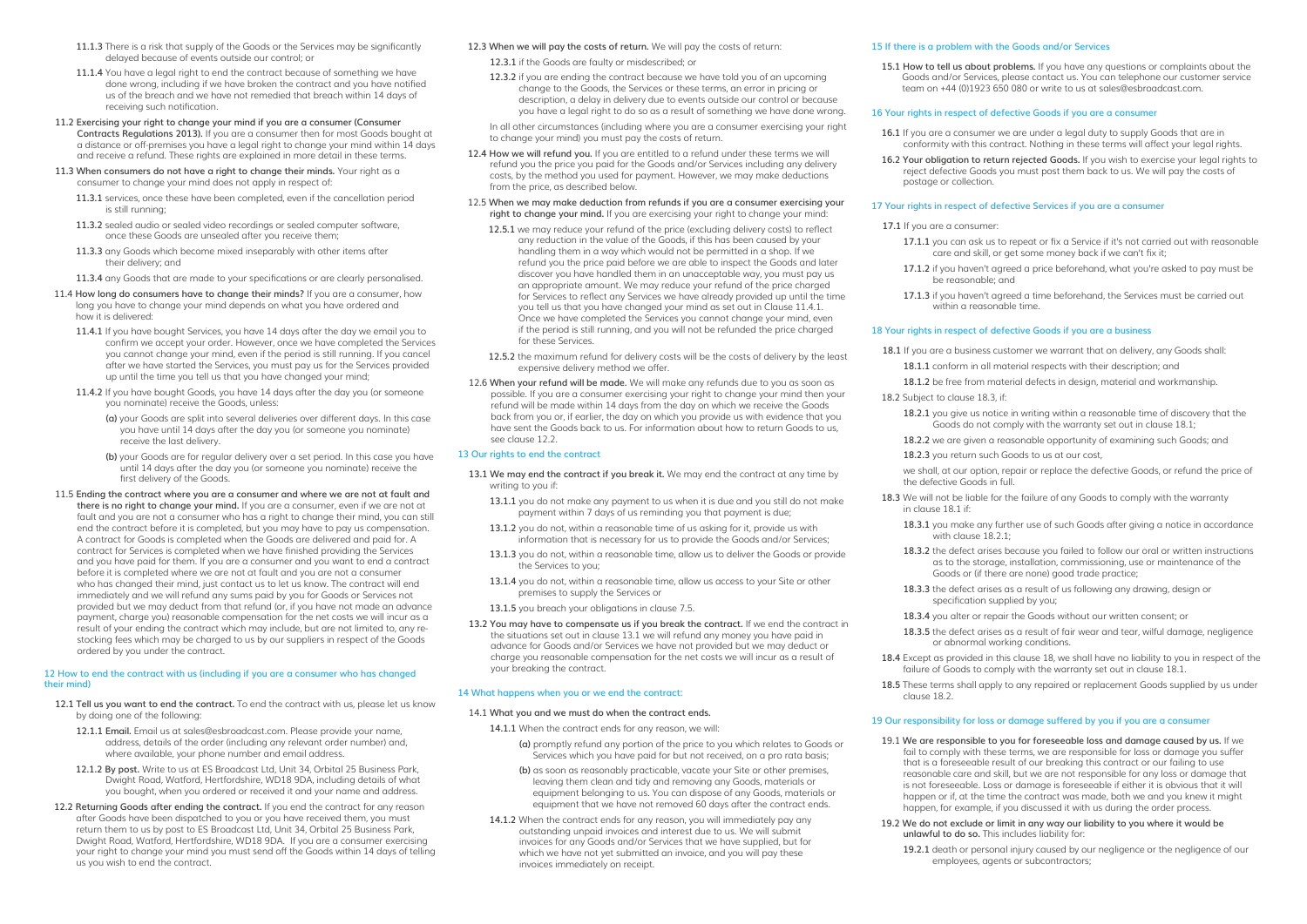**11.1.3** There is a risk that supply of the Goods or the Services may be significantly delayed because of events outside our control; or

**11.1.4** You have a legal right to end the contract because of something we have done wrong, including if we have broken the contract and you have notified us of the breach and we have not remedied that breach within 14 days of receiving such notification.

**11.2 Exercising your right to change your mind if you are a consumer (Consumer Contracts Regulations 2013).** If you are a consumer then for most Goods bought at a distance or off-premises you have a legal right to change your mind within 14 days and receive a refund. These rights are explained in more detail in these terms.

**11.3 When consumers do not have a right to change their minds.** Your right as a consumer to change your mind does not apply in respect of:

**11.3.1** services, once these have been completed, even if the cancellation period is still running;

**11.3.2** sealed audio or sealed video recordings or sealed computer software, once these Goods are unsealed after you receive them;

**11.3.3** any Goods which become mixed inseparably with other items after their delivery; and

**11.3.4** any Goods that are made to your specifications or are clearly personalised.

**11.4 How long do consumers have to change their minds?** If you are a consumer, how long you have to change your mind depends on what you have ordered and how it is delivered:

**11.4.1** If you have bought Services, you have 14 days after the day we email you to confirm we accept your order. However, once we have completed the Services you cannot change your mind, even if the period is still running. If you cancel after we have started the Services, you must pay us for the Services provided up until the time you tell us that you have changed your mind;

**11.4.2** If you have bought Goods, you have 14 days after the day you (or someone you nominate) receive the Goods, unless:

**(a)** your Goods are split into several deliveries over different days. In this case you have until 14 days after the day you (or someone you nominate) receive the last delivery.

**(b)** your Goods are for regular delivery over a set period. In this case you have until 14 days after the day you (or someone you nominate) receive the first delivery of the Goods.

**11.5 Ending the contract where you are a consumer and where we are not at fault and there is no right to change your mind.** If you are a consumer, even if we are not at fault and you are not a consumer who has a right to change their mind, you can still end the contract before it is completed, but you may have to pay us compensation. A contract for Goods is completed when the Goods are delivered and paid for. A contract for Services is completed when we have finished providing the Services and you have paid for them. If you are a consumer and you want to end a contract before it is completed where we are not at fault and you are not a consumer who has changed their mind, just contact us to let us know. The contract will end immediately and we will refund any sums paid by you for Goods or Services not provided but we may deduct from that refund (or, if you have not made an advance payment, charge you) reasonable compensation for the net costs we will incur as a result of your ending the contract which may include, but are not limited to, any re-stocking fees which may be charged to us by our suppliers in respect of the Goods ordered by you under the contract.

## 12 How to end the contract with us (including if you are a consumer who has changed their mind)

**12.1 Tell us you want to end the contract.** To end the contract with us, please let us know by doing one of the following:

**12.1.1 Email.** Email us at sales@esbroadcast.com. Please provide your name, address, details of the order (including any relevant order number) and, where available, your phone number and email address.

**12.1.2 By post.** Write to us at ES Broadcast Ltd, Unit 34, Orbital 25 Business Park, Dwight Road, Watford, Hertfordshire, WD18 9DA, including details of what you bought, when you ordered or received it and your name and address.

**12.2 Returning Goods after ending the contract.** If you end the contract for any reason after Goods have been dispatched to you or you have received them, you must return them to us by post to ES Broadcast Ltd, Unit 34, Orbital 25 Business Park, Dwight Road, Watford, Hertfordshire, WD18 9DA. If you are a consumer exercising your right to change your mind you must send off the Goods within 14 days of telling us you wish to end the contract.

**12.3 When we will pay the costs of return.** We will pay the costs of return:

**12.3.1** if the Goods are faulty or misdescribed; or

**12.3.2** if you are ending the contract because we have told you of an upcoming change to the Goods, the Services or these terms, an error in pricing or description, a delay in delivery due to events outside our control or because you have a legal right to do so as a result of something we have done wrong.

In all other circumstances (including where you are a consumer exercising your right to change your mind) you must pay the costs of return.

**12.4 How we will refund you.** If you are entitled to a refund under these terms we will refund you the price you paid for the Goods and/or Services including any delivery costs, by the method you used for payment. However, we may make deductions from the price, as described below.

**12.5 When we may make deduction from refunds if you are a consumer exercising your right to change your mind.** If you are exercising your right to change your mind:

**12.5.1** we may reduce your refund of the price (excluding delivery costs) to reflect any reduction in the value of the Goods, if this has been caused by your handling them in a way which would not be permitted in a shop. If we refund you the price paid before we are able to inspect the Goods and later discover you have handled them in an unacceptable way, you must pay us an appropriate amount. We may reduce your refund of the price charged for Services to reflect any Services we have already provided up until the time you tell us that you have changed your mind as set out in Clause 11.4.1. Once we have completed the Services you cannot change your mind, even if the period is still running, and you will not be refunded the price charged for these Services.

**12.5.2** the maximum refund for delivery costs will be the costs of delivery by the least expensive delivery method we offer.

**12.6 When your refund will be made.** We will make any refunds due to you as soon as possible. If you are a consumer exercising your right to change your mind then your refund will be made within 14 days from the day on which we receive the Goods back from you or, if earlier, the day on which you provide us with evidence that you have sent the Goods back to us. For information about how to return Goods to us, see clause 12.2.

## 13 Our rights to end the contract

**13.1 We may end the contract if you break it.** We may end the contract at any time by writing to you if:

**13.1.1** you do not make any payment to us when it is due and you still do not make payment within 7 days of us reminding you that payment is due;

**13.1.2** you do not, within a reasonable time of us asking for it, provide us with information that is necessary for us to provide the Goods and/or Services;

**13.1.3** you do not, within a reasonable time, allow us to deliver the Goods or provide the Services to you;

**13.1.4** you do not, within a reasonable time, allow us access to your Site or other premises to supply the Services or

**13.1.5** you breach your obligations in clause 7.5.

**13.2 You may have to compensate us if you break the contract.** If we end the contract in the situations set out in clause 13.1 we will refund any money you have paid in advance for Goods and/or Services we have not provided but we may deduct or charge you reasonable compensation for the net costs we will incur as a result of your breaking the contract.

## 14 What happens when you or we end the contract:

**14.1 What you and we must do when the contract ends.**

**14.1.1** When the contract ends for any reason, we will:

**(a)** promptly refund any portion of the price to you which relates to Goods or Services which you have paid for but not received, on a pro rata basis;

**(b)** as soon as reasonably practicable, vacate your Site or other premises, leaving them clean and tidy and removing any Goods, materials or equipment belonging to us. You can dispose of any Goods, materials or equipment that we have not removed 60 days after the contract ends.

**14.1.2** When the contract ends for any reason, you will immediately pay any outstanding unpaid invoices and interest due to us. We will submit invoices for any Goods and/or Services that we have supplied, but for which we have not yet submitted an invoice, and you will pay these invoices immediately on receipt.

## 15 If there is a problem with the Goods and/or Services

**15.1 How to tell us about problems.** If you have any questions or complaints about the Goods and/or Services, please contact us. You can telephone our customer service team on +44 (0)1923 650 080 or write to us at sales@esbroadcast.com.

## 16 Your rights in respect of defective Goods if you are a consumer

**16.1** If you are a consumer we are under a legal duty to supply Goods that are in conformity with this contract. Nothing in these terms will affect your legal rights.

**16.2 Your obligation to return rejected Goods.** If you wish to exercise your legal rights to reject defective Goods you must post them back to us. We will pay the costs of postage or collection.

## 17 Your rights in respect of defective Services if you are a consumer

**17.1** If you are a consumer:

**17.1.1** you can ask us to repeat or fix a Service if it's not carried out with reasonable care and skill, or get some money back if we can't fix it;

**17.1.2** if you haven't agreed a price beforehand, what you're asked to pay must be reasonable; and

**17.1.3** if you haven't agreed a time beforehand, the Services must be carried out within a reasonable time.

## 18 Your rights in respect of defective Goods if you are a business

**18.1** If you are a business customer we warrant that on delivery, any Goods shall:

**18.1.1** conform in all material respects with their description; and

**18.1.2** be free from material defects in design, material and workmanship.

**18.2** Subject to clause 18.3, if:

**18.2.1** you give us notice in writing within a reasonable time of discovery that the Goods do not comply with the warranty set out in clause 18.1;

**18.2.2** we are given a reasonable opportunity of examining such Goods; and

**18.2.3** you return such Goods to us at our cost,

we shall, at our option, repair or replace the defective Goods, or refund the price of the defective Goods in full.

**18.3** We will not be liable for the failure of any Goods to comply with the warranty in clause 18.1 if:

**18.3.1** you make any further use of such Goods after giving a notice in accordance with clause 18.2.1;

**18.3.2** the defect arises because you failed to follow our oral or written instructions as to the storage, installation, commissioning, use or maintenance of the Goods or (if there are none) good trade practice;

**18.3.3** the defect arises as a result of us following any drawing, design or specification supplied by you;

**18.3.4** you alter or repair the Goods without our written consent; or

**18.3.5** the defect arises as a result of fair wear and tear, wilful damage, negligence or abnormal working conditions.

**18.4** Except as provided in this clause 18, we shall have no liability to you in respect of the failure of Goods to comply with the warranty set out in clause 18.1.

**18.5** These terms shall apply to any repaired or replacement Goods supplied by us under clause 18.2.

## 19 Our responsibility for loss or damage suffered by you if you are a consumer

**19.1 We are responsible to you for foreseeable loss and damage caused by us.** If we fail to comply with these terms, we are responsible for loss or damage you suffer that is a foreseeable result of our breaking this contract or our failing to use reasonable care and skill, but we are not responsible for any loss or damage that is not foreseeable. Loss or damage is foreseeable if either it is obvious that it will happen or if, at the time the contract was made, both we and you knew it might happen, for example, if you discussed it with us during the order process.

**19.2 We do not exclude or limit in any way our liability to you where it would be unlawful to do so.** This includes liability for:

**19.2.1** death or personal injury caused by our negligence or the negligence of our employees, agents or subcontractors;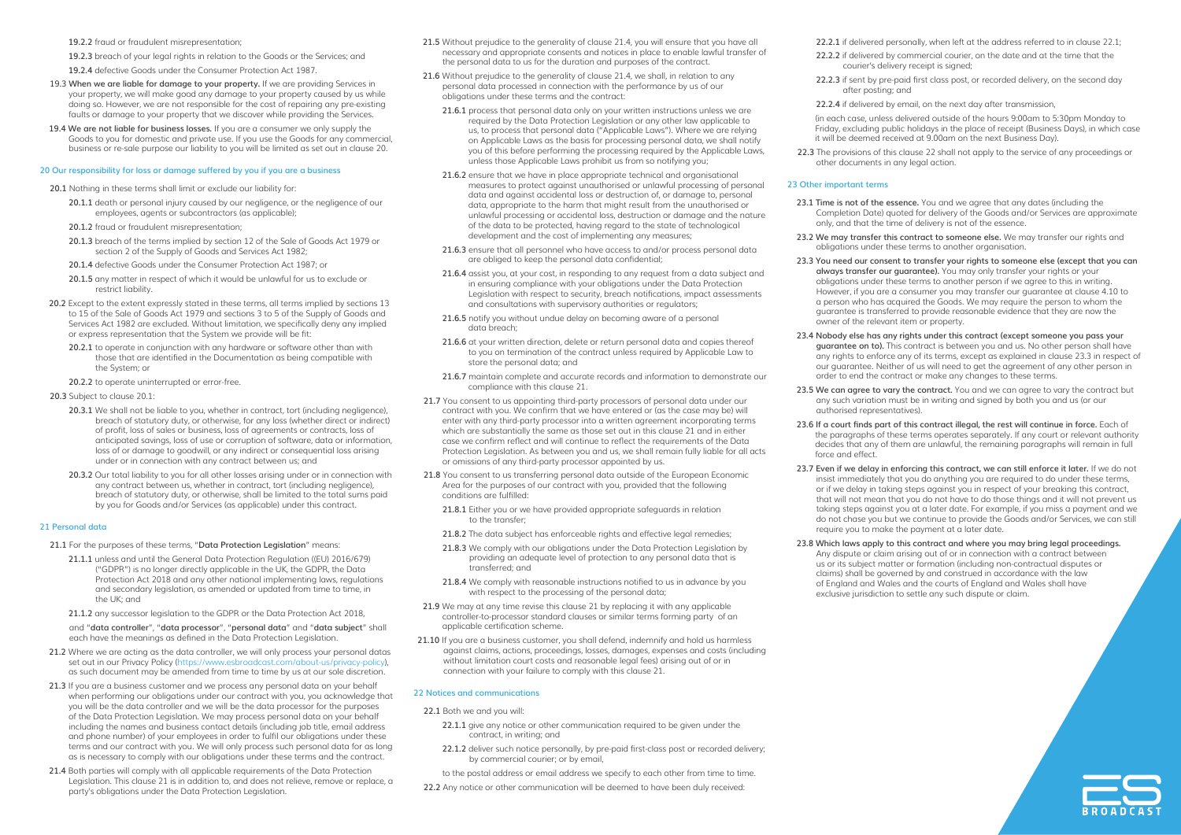19.2.2 fraud or fraudulent misrepresentation;

19.2.3 breach of your legal rights in relation to the Goods or the Services; and

19.2.4 defective Goods under the Consumer Protection Act 1987.

19.3 **When we are liable for damage to your property.** If we are providing Services in your property, we will make good any damage to your property caused by us while doing so. However, we are not responsible for the cost of repairing any pre-existing faults or damage to your property that we discover while providing the Services.

19.4 **We are not liable for business losses.** If you are a consumer we only supply the Goods to you for domestic and private use. If you use the Goods for any commercial, business or re-sale purpose our liability to you will be limited as set out in clause 20.

## 20 Our responsibility for loss or damage suffered by you if you are a business

20.1 Nothing in these terms shall limit or exclude our liability for:

20.1.1 death or personal injury caused by our negligence, or the negligence of our employees, agents or subcontractors (as applicable);

20.1.2 fraud or fraudulent misrepresentation;

20.1.3 breach of the terms implied by section 12 of the Sale of Goods Act 1979 or section 2 of the Supply of Goods and Services Act 1982;

20.1.4 defective Goods under the Consumer Protection Act 1987; or

20.1.5 any matter in respect of which it would be unlawful for us to exclude or restrict liability.

20.2 Except to the extent expressly stated in these terms, all terms implied by sections 13 to 15 of the Sale of Goods Act 1979 and sections 3 to 5 of the Supply of Goods and Services Act 1982 are excluded. Without limitation, we specifically deny any implied or express representation that the System we provide will be fit:

20.2.1 to operate in conjunction with any hardware or software other than with those that are identified in the Documentation as being compatible with the System; or

20.2.2 to operate uninterrupted or error-free.

20.3 Subject to clause 20.1:

20.3.1 We shall not be liable to you, whether in contract, tort (including negligence), breach of statutory duty, or otherwise, for any loss (whether direct or indirect) of profit, loss of sales or business, loss of agreements or contracts, loss of anticipated savings, loss of use or corruption of software, data or information, loss of or damage to goodwill, or any indirect or consequential loss arising under or in connection with any contract between us; and

20.3.2 Our total liability to you for all other losses arising under or in connection with any contract between us, whether in contract, tort (including negligence), breach of statutory duty, or otherwise, shall be limited to the total sums paid by you for Goods and/or Services (as applicable) under this contract.

## 21 Personal data

21.1 For the purposes of these terms, "**Data Protection Legislation**" means:

21.1.1 unless and until the General Data Protection Regulation ((EU) 2016/679) ("GDPR") is no longer directly applicable in the UK, the GDPR, the Data Protection Act 2018 and any other national implementing laws, regulations and secondary legislation, as amended or updated from time to time, in the UK; and

21.1.2 any successor legislation to the GDPR or the Data Protection Act 2018,

and "**data controller**", "**data processor**", "**personal data**" and "**data subject**" shall each have the meanings as defined in the Data Protection Legislation.

21.2 Where we are acting as the data controller, we will only process your personal datas set out in our Privacy Policy (https://www.esbroadcast.com/about-us/privacy-policy), as such document may be amended from time to time by us at our sole discretion.

21.3 If you are a business customer and we process any personal data on your behalf when performing our obligations under our contract with you, you acknowledge that you will be the data controller and we will be the data processor for the purposes of the Data Protection Legislation. We may process personal data on your behalf including the names and business contact details (including job title, email address and phone number) of your employees in order to fulfil our obligations under these terms and our contract with you. We will only process such personal data for as long as is necessary to comply with our obligations under these terms and the contract.

21.4 Both parties will comply with all applicable requirements of the Data Protection Legislation. This clause 21 is in addition to, and does not relieve, remove or replace, a party's obligations under the Data Protection Legislation.

21.5 Without prejudice to the generality of clause 21.4, you will ensure that you have all necessary and appropriate consents and notices in place to enable lawful transfer of the personal data to us for the duration and purposes of the contract.

21.6 Without prejudice to the generality of clause 21.4, we shall, in relation to any personal data processed in connection with the performance by us of our obligations under these terms and the contract:

21.6.1 process that personal data only on your written instructions unless we are required by the Data Protection Legislation or any other law applicable to us, to process that personal data ("Applicable Laws"). Where we are relying on Applicable Laws as the basis for processing personal data, we shall notify you of this before performing the processing required by the Applicable Laws, unless those Applicable Laws prohibit us from so notifying you;

21.6.2 ensure that we have in place appropriate technical and organisational measures to protect against unauthorised or unlawful processing of personal data and against accidental loss or destruction of, or damage to, personal data, appropriate to the harm that might result from the unauthorised or unlawful processing or accidental loss, destruction or damage and the nature of the data to be protected, having regard to the state of technological development and the cost of implementing any measures;

21.6.3 ensure that all personnel who have access to and/or process personal data are obliged to keep the personal data confidential;

21.6.4 assist you, at your cost, in responding to any request from a data subject and in ensuring compliance with your obligations under the Data Protection Legislation with respect to security, breach notifications, impact assessments and consultations with supervisory authorities or regulators;

21.6.5 notify you without undue delay on becoming aware of a personal data breach;

21.6.6 at your written direction, delete or return personal data and copies thereof to you on termination of the contract unless required by Applicable Law to store the personal data; and

21.6.7 maintain complete and accurate records and information to demonstrate our compliance with this clause 21.

21.7 You consent to us appointing third-party processors of personal data under our contract with you. We confirm that we have entered or (as the case may be) will enter with any third-party processor into a written agreement incorporating terms which are substantially the same as those set out in this clause 21 and in either case we confirm reflect and will continue to reflect the requirements of the Data Protection Legislation. As between you and us, we shall remain fully liable for all acts or omissions of any third-party processor appointed by us.

21.8 You consent to us transferring personal data outside of the European Economic Area for the purposes of our contract with you, provided that the following conditions are fulfilled:

21.8.1 Either you or we have provided appropriate safeguards in relation to the transfer;

21.8.2 The data subject has enforceable rights and effective legal remedies;

21.8.3 We comply with our obligations under the Data Protection Legislation by providing an adequate level of protection to any personal data that is transferred; and

21.8.4 We comply with reasonable instructions notified to us in advance by you with respect to the processing of the personal data;

21.9 We may at any time revise this clause 21 by replacing it with any applicable controller-to-processor standard clauses or similar terms forming party of an applicable certification scheme.

21.10 If you are a business customer, you shall defend, indemnify and hold us harmless against claims, actions, proceedings, losses, damages, expenses and costs (including without limitation court costs and reasonable legal fees) arising out of or in connection with your failure to comply with this clause 21.

## 22 Notices and communications

22.1 Both we and you will:

22.1.1 give any notice or other communication required to be given under the contract, in writing; and

22.1.2 deliver such notice personally, by pre-paid first-class post or recorded delivery; by commercial courier; or by email,

to the postal address or email address we specify to each other from time to time.

22.2 Any notice or other communication will be deemed to have been duly received:

22.2.1 if delivered personally, when left at the address referred to in clause 22.1;

22.2.2 if delivered by commercial courier, on the date and at the time that the courier's delivery receipt is signed;

22.2.3 if sent by pre-paid first class post, or recorded delivery, on the second day after posting; and

22.2.4 if delivered by email, on the next day after transmission,

(in each case, unless delivered outside of the hours 9:00am to 5:30pm Monday to Friday, excluding public holidays in the place of receipt (Business Days), in which case it will be deemed received at 9.00am on the next Business Day).

22.3 The provisions of this clause 22 shall not apply to the service of any proceedings or other documents in any legal action.

## 23 Other important terms

23.1 **Time is not of the essence.** You and we agree that any dates (including the Completion Date) quoted for delivery of the Goods and/or Services are approximate only, and that the time of delivery is not of the essence.

23.2 **We may transfer this contract to someone else.** We may transfer our rights and obligations under these terms to another organisation.

23.3 **You need our consent to transfer your rights to someone else (except that you can always transfer our guarantee).** You may only transfer your rights or your obligations under these terms to another person if we agree to this in writing. However, if you are a consumer you may transfer our guarantee at clause 4.10 to a person who has acquired the Goods. We may require the person to whom the guarantee is transferred to provide reasonable evidence that they are now the owner of the relevant item or property.

23.4 **Nobody else has any rights under this contract (except someone you pass your guarantee on to).** This contract is between you and us. No other person shall have any rights to enforce any of its terms, except as explained in clause 23.3 in respect of our guarantee. Neither of us will need to get the agreement of any other person in order to end the contract or make any changes to these terms.

23.5 **We can agree to vary the contract.** You and we can agree to vary the contract but any such variation must be in writing and signed by both you and us (or our authorised representatives).

23.6 **If a court finds part of this contract illegal, the rest will continue in force.** Each of the paragraphs of these terms operates separately. If any court or relevant authority decides that any of them are unlawful, the remaining paragraphs will remain in full force and effect.

23.7 **Even if we delay in enforcing this contract, we can still enforce it later.** If we do not insist immediately that you do anything you are required to do under these terms, or if we delay in taking steps against you in respect of your breaking this contract, that will not mean that you do not have to do those things and it will not prevent us taking steps against you at a later date. For example, if you miss a payment and we do not chase you but we continue to provide the Goods and/or Services, we can still require you to make the payment at a later date.

23.8 **Which laws apply to this contract and where you may bring legal proceedings.** Any dispute or claim arising out of or in connection with a contract between us or its subject matter or formation (including non-contractual disputes or claims) shall be governed by and construed in accordance with the law of England and Wales and the courts of England and Wales shall have exclusive jurisdiction to settle any such dispute or claim.